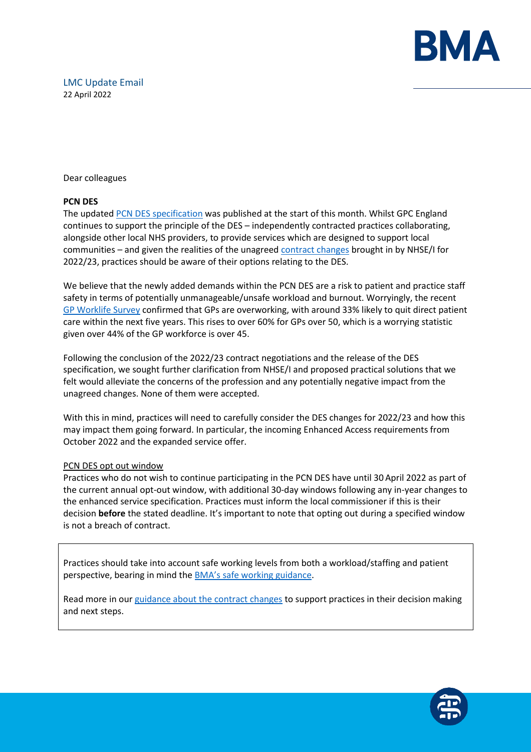LMC Update Email
22 April 2022

Dear colleagues

**PCN DES**

The updated PCN DES specification was published at the start of this month. Whilst GPC England continues to support the principle of the DES – independently contracted practices collaborating, alongside other local NHS providers, to provide services which are designed to support local communities – and given the realities of the unagreed contract changes brought in by NHSE/I for 2022/23, practices should be aware of their options relating to the DES.

We believe that the newly added demands within the PCN DES are a risk to patient and practice staff safety in terms of potentially unmanageable/unsafe workload and burnout. Worryingly, the recent GP Worklife Survey confirmed that GPs are overworking, with around 33% likely to quit direct patient care within the next five years. This rises to over 60% for GPs over 50, which is a worrying statistic given over 44% of the GP workforce is over 45.

Following the conclusion of the 2022/23 contract negotiations and the release of the DES specification, we sought further clarification from NHSE/I and proposed practical solutions that we felt would alleviate the concerns of the profession and any potentially negative impact from the unagreed changes. None of them were accepted.

With this in mind, practices will need to carefully consider the DES changes for 2022/23 and how this may impact them going forward. In particular, the incoming Enhanced Access requirements from October 2022 and the expanded service offer.

PCN DES opt out window

Practices who do not wish to continue participating in the PCN DES have until 30 April 2022 as part of the current annual opt-out window, with additional 30-day windows following any in-year changes to the enhanced service specification. Practices must inform the local commissioner if this is their decision **before** the stated deadline. It's important to note that opting out during a specified window is not a breach of contract.

Practices should take into account safe working levels from both a workload/staffing and patient perspective, bearing in mind the BMA's safe working guidance.

Read more in our guidance about the contract changes to support practices in their decision making and next steps.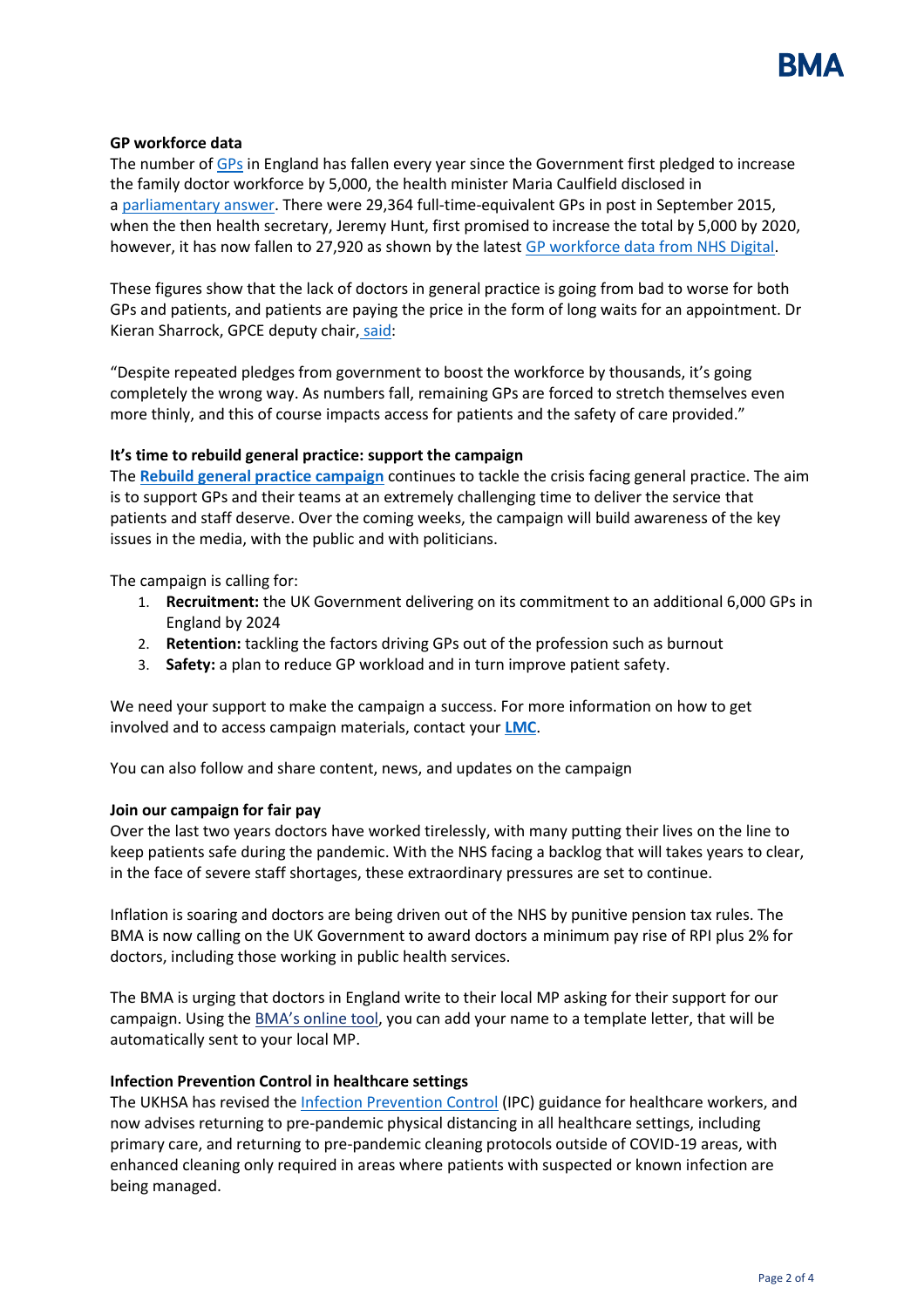**GP workforce data**

The number of GPs in England has fallen every year since the Government first pledged to increase the family doctor workforce by 5,000, the health minister Maria Caulfield disclosed in a parliamentary answer. There were 29,364 full-time-equivalent GPs in post in September 2015, when the then health secretary, Jeremy Hunt, first promised to increase the total by 5,000 by 2020, however, it has now fallen to 27,920 as shown by the latest GP workforce data from NHS Digital.

These figures show that the lack of doctors in general practice is going from bad to worse for both GPs and patients, and patients are paying the price in the form of long waits for an appointment. Dr Kieran Sharrock, GPCE deputy chair, said:

"Despite repeated pledges from government to boost the workforce by thousands, it's going completely the wrong way. As numbers fall, remaining GPs are forced to stretch themselves even more thinly, and this of course impacts access for patients and the safety of care provided."

**It's time to rebuild general practice: support the campaign**

The **Rebuild general practice campaign** continues to tackle the crisis facing general practice. The aim is to support GPs and their teams at an extremely challenging time to deliver the service that patients and staff deserve. Over the coming weeks, the campaign will build awareness of the key issues in the media, with the public and with politicians.

The campaign is calling for:

1. **Recruitment:** the UK Government delivering on its commitment to an additional 6,000 GPs in England by 2024
2. **Retention:** tackling the factors driving GPs out of the profession such as burnout
3. **Safety:** a plan to reduce GP workload and in turn improve patient safety.

We need your support to make the campaign a success. For more information on how to get involved and to access campaign materials, contact your **LMC**.

You can also follow and share content, news, and updates on the campaign

**Join our campaign for fair pay**

Over the last two years doctors have worked tirelessly, with many putting their lives on the line to keep patients safe during the pandemic. With the NHS facing a backlog that will takes years to clear, in the face of severe staff shortages, these extraordinary pressures are set to continue.

Inflation is soaring and doctors are being driven out of the NHS by punitive pension tax rules. The BMA is now calling on the UK Government to award doctors a minimum pay rise of RPI plus 2% for doctors, including those working in public health services.

The BMA is urging that doctors in England write to their local MP asking for their support for our campaign. Using the BMA's online tool, you can add your name to a template letter, that will be automatically sent to your local MP.

**Infection Prevention Control in healthcare settings**

The UKHSA has revised the Infection Prevention Control (IPC) guidance for healthcare workers, and now advises returning to pre-pandemic physical distancing in all healthcare settings, including primary care, and returning to pre-pandemic cleaning protocols outside of COVID-19 areas, with enhanced cleaning only required in areas where patients with suspected or known infection are being managed.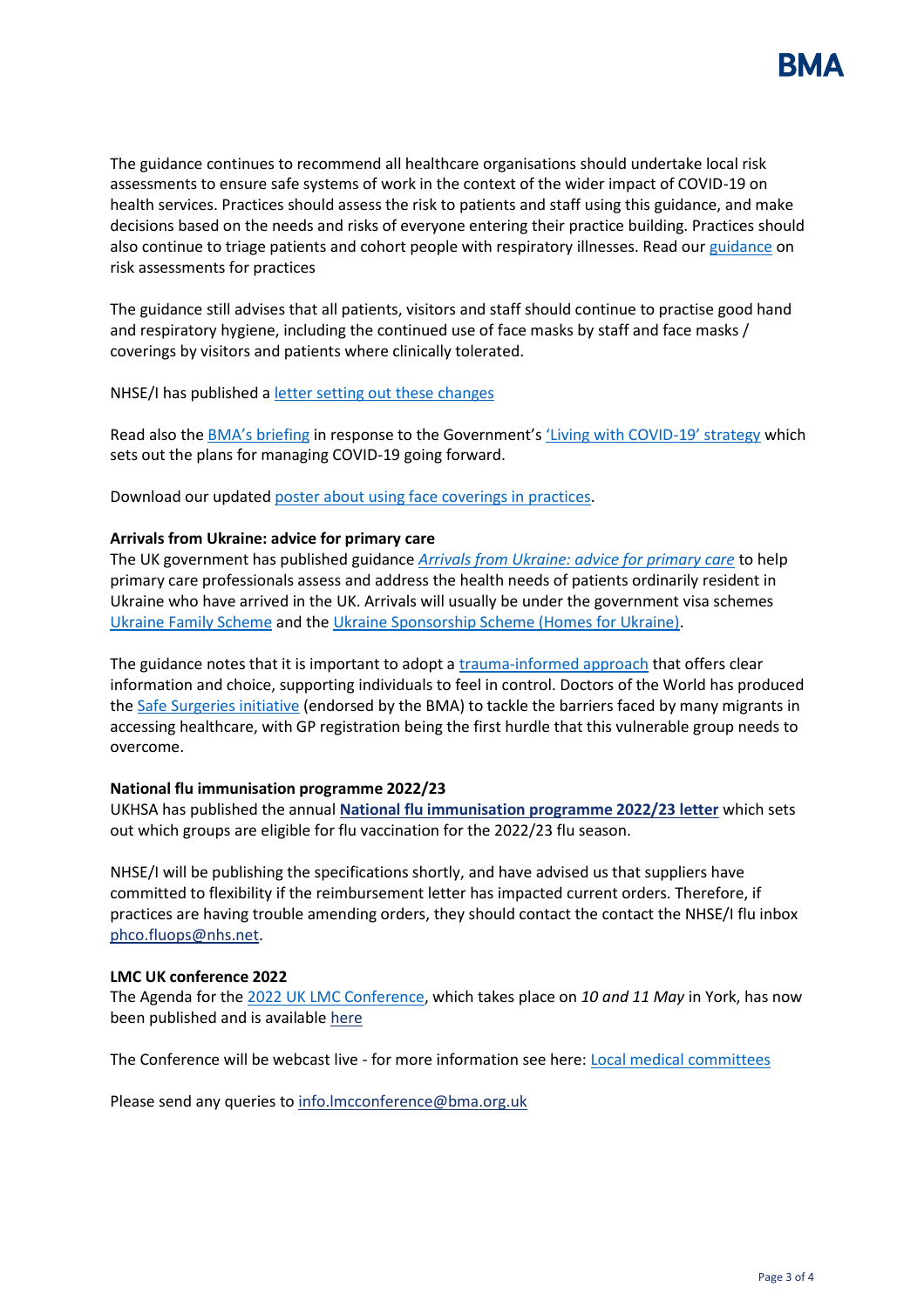The guidance continues to recommend all healthcare organisations should undertake local risk assessments to ensure safe systems of work in the context of the wider impact of COVID-19 on health services. Practices should assess the risk to patients and staff using this guidance, and make decisions based on the needs and risks of everyone entering their practice building. Practices should also continue to triage patients and cohort people with respiratory illnesses. Read our guidance on risk assessments for practices

The guidance still advises that all patients, visitors and staff should continue to practise good hand and respiratory hygiene, including the continued use of face masks by staff and face masks / coverings by visitors and patients where clinically tolerated.

NHSE/I has published a letter setting out these changes

Read also the BMA's briefing in response to the Government's 'Living with COVID-19' strategy which sets out the plans for managing COVID-19 going forward.

Download our updated poster about using face coverings in practices.

**Arrivals from Ukraine: advice for primary care**

The UK government has published guidance *Arrivals from Ukraine: advice for primary care* to help primary care professionals assess and address the health needs of patients ordinarily resident in Ukraine who have arrived in the UK. Arrivals will usually be under the government visa schemes Ukraine Family Scheme and the Ukraine Sponsorship Scheme (Homes for Ukraine).

The guidance notes that it is important to adopt a trauma-informed approach that offers clear information and choice, supporting individuals to feel in control. Doctors of the World has produced the Safe Surgeries initiative (endorsed by the BMA) to tackle the barriers faced by many migrants in accessing healthcare, with GP registration being the first hurdle that this vulnerable group needs to overcome.

**National flu immunisation programme 2022/23**

UKHSA has published the annual **National flu immunisation programme 2022/23 letter** which sets out which groups are eligible for flu vaccination for the 2022/23 flu season.

NHSE/I will be publishing the specifications shortly, and have advised us that suppliers have committed to flexibility if the reimbursement letter has impacted current orders. Therefore, if practices are having trouble amending orders, they should contact the contact the NHSE/I flu inbox phco.fluops@nhs.net.

**LMC UK conference 2022**

The Agenda for the 2022 UK LMC Conference, which takes place on *10 and 11 May* in York, has now been published and is available here

The Conference will be webcast live - for more information see here: Local medical committees

Please send any queries to info.lmcconference@bma.org.uk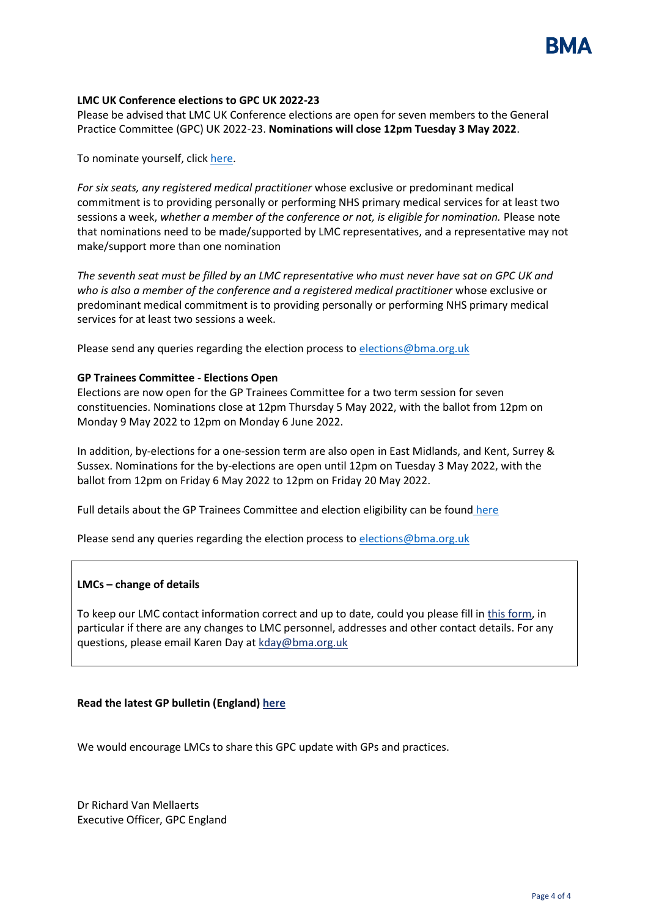**LMC UK Conference elections to GPC UK 2022-23**

Please be advised that LMC UK Conference elections are open for seven members to the General Practice Committee (GPC) UK 2022-23. **Nominations will close 12pm Tuesday 3 May 2022**.

To nominate yourself, click here.

*For six seats, any registered medical practitioner* whose exclusive or predominant medical commitment is to providing personally or performing NHS primary medical services for at least two sessions a week, *whether a member of the conference or not, is eligible for nomination.* Please note that nominations need to be made/supported by LMC representatives, and a representative may not make/support more than one nomination

*The seventh seat must be filled by an LMC representative who must never have sat on GPC UK and who is also a member of the conference and a registered medical practitioner* whose exclusive or predominant medical commitment is to providing personally or performing NHS primary medical services for at least two sessions a week.

Please send any queries regarding the election process to elections@bma.org.uk

**GP Trainees Committee - Elections Open**

Elections are now open for the GP Trainees Committee for a two term session for seven constituencies. Nominations close at 12pm Thursday 5 May 2022, with the ballot from 12pm on Monday 9 May 2022 to 12pm on Monday 6 June 2022.

In addition, by-elections for a one-session term are also open in East Midlands, and Kent, Surrey & Sussex. Nominations for the by-elections are open until 12pm on Tuesday 3 May 2022, with the ballot from 12pm on Friday 6 May 2022 to 12pm on Friday 20 May 2022.

Full details about the GP Trainees Committee and election eligibility can be found here

Please send any queries regarding the election process to elections@bma.org.uk

**LMCs – change of details**

To keep our LMC contact information correct and up to date, could you please fill in this form, in particular if there are any changes to LMC personnel, addresses and other contact details. For any questions, please email Karen Day at kday@bma.org.uk

**Read the latest GP bulletin (England) here**

We would encourage LMCs to share this GPC update with GPs and practices.

Dr Richard Van Mellaerts
Executive Officer, GPC England